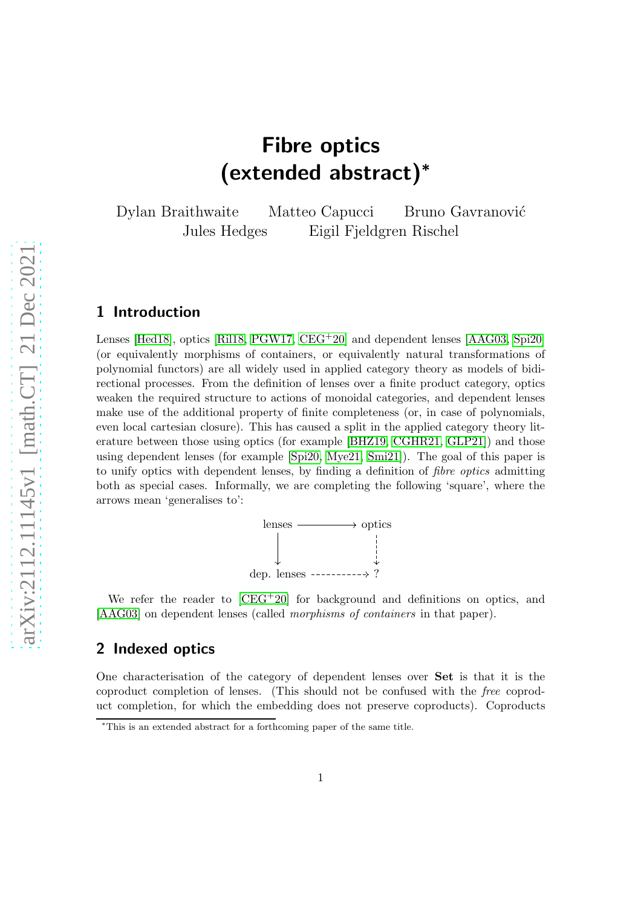# Fibre optics
# (extended abstract)*

Dylan Braithwaite  Matteo Capucci  Bruno Gavranović  
Jules Hedges  Eigil Fjeldgren Rischel

## 1 Introduction

Lenses [Hed18], optics [Ril18, PGW17, CEG+20] and dependent lenses [AAG03, Spi20] (or equivalently morphisms of containers, or equivalently natural transformations of polynomial functors) are all widely used in applied category theory as models of bidirectional processes. From the definition of lenses over a finite product category, optics weaken the required structure to actions of monoidal categories, and dependent lenses make use of the additional property of finite completeness (or, in case of polynomials, even local cartesian closure). This has caused a split in the applied category theory literature between those using optics (for example [BHZ19, CGHR21, GLP21]) and those using dependent lenses (for example [Spi20, Mye21, Smi21]). The goal of this paper is to unify optics with dependent lenses, by finding a definition of *fibre optics* admitting both as special cases. Informally, we are completing the following 'square', where the arrows mean 'generalises to':

$$
\begin{array}{ccc}
\text{lenses} & \longrightarrow & \text{optics} \\
\downarrow & & \vdots\downarrow \\
\text{dep. lenses} & \dashrightarrow & ?
\end{array}
$$

We refer the reader to [CEG+20] for background and definitions on optics, and [AAG03] on dependent lenses (called *morphisms of containers* in that paper).

## 2 Indexed optics

One characterisation of the category of dependent lenses over **Set** is that it is the coproduct completion of lenses. (This should not be confused with the *free* coproduct completion, for which the embedding does not preserve coproducts). Coproducts

*This is an extended abstract for a forthcoming paper of the same title.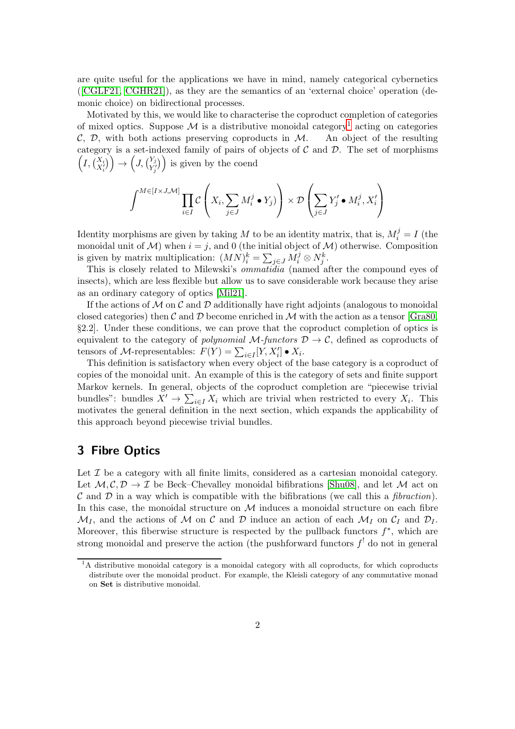are quite useful for the applications we have in mind, namely categorical cybernetics ([CGLF21, CGHR21]), as they are the semantics of an 'external choice' operation (demonic choice) on bidirectional processes.

Motivated by this, we would like to characterise the coproduct completion of categories of mixed optics. Suppose $\mathcal{M}$ is a distributive monoidal category[1] acting on categories $\mathcal{C}$, $\mathcal{D}$, with both actions preserving coproducts in $\mathcal{M}$. An object of the resulting category is a set-indexed family of pairs of objects of $\mathcal{C}$ and $\mathcal{D}$. The set of morphisms $\left(I, \binom{X_i}{X_i'}\right) \to \left(J, \binom{Y_j}{Y_j'}\right)$ is given by the coend

$$\int^{M \in [I \times J, \mathcal{M}]} \prod_{i \in I} \mathcal{C}\left(X_i, \sum_{j \in J} M_i^j \bullet Y_j)\right) \times \mathcal{D}\left(\sum_{j \in J} Y_j' \bullet M_i^j, X_i'\right)$$

Identity morphisms are given by taking $M$ to be an identity matrix, that is, $M_i^j = I$ (the monoidal unit of $\mathcal{M}$) when $i = j$, and $0$ (the initial object of $\mathcal{M}$) otherwise. Composition is given by matrix multiplication: $(MN)_i^k = \sum_{j \in J} M_i^j \otimes N_j^k$.

This is closely related to Milewski's *ommatidia* (named after the compound eyes of insects), which are less flexible but allow us to save considerable work because they arise as an ordinary category of optics [Mil21].

If the actions of $\mathcal{M}$ on $\mathcal{C}$ and $\mathcal{D}$ additionally have right adjoints (analogous to monoidal closed categories) then $\mathcal{C}$ and $\mathcal{D}$ become enriched in $\mathcal{M}$ with the action as a tensor [Gra80, §2.2]. Under these conditions, we can prove that the coproduct completion of optics is equivalent to the category of *polynomial* $\mathcal{M}$*-functors* $\mathcal{D} \to \mathcal{C}$, defined as coproducts of tensors of $\mathcal{M}$-representables: $F(Y) = \sum_{i \in I} [Y, X_i'] \bullet X_i$.

This definition is satisfactory when every object of the base category is a coproduct of copies of the monoidal unit. An example of this is the category of sets and finite support Markov kernels. In general, objects of the coproduct completion are "piecewise trivial bundles": bundles $X' \to \sum_{i \in I} X_i$ which are trivial when restricted to every $X_i$. This motivates the general definition in the next section, which expands the applicability of this approach beyond piecewise trivial bundles.

## 3 Fibre Optics

Let $\mathcal{I}$ be a category with all finite limits, considered as a cartesian monoidal category. Let $\mathcal{M}, \mathcal{C}, \mathcal{D} \to \mathcal{I}$ be Beck–Chevalley monoidal bifibrations [Shu08], and let $\mathcal{M}$ act on $\mathcal{C}$ and $\mathcal{D}$ in a way which is compatible with the bifibrations (we call this a *fibraction*). In this case, the monoidal structure on $\mathcal{M}$ induces a monoidal structure on each fibre $\mathcal{M}_I$, and the actions of $\mathcal{M}$ on $\mathcal{C}$ and $\mathcal{D}$ induce an action of each $\mathcal{M}_I$ on $\mathcal{C}_I$ and $\mathcal{D}_I$. Moreover, this fiberwise structure is respected by the pullback functors $f^*$, which are strong monoidal and preserve the action (the pushforward functors $f^!$ do not in general

[1] A distributive monoidal category is a monoidal category with all coproducts, for which coproducts distribute over the monoidal product. For example, the Kleisli category of any commutative monad on **Set** is distributive monoidal.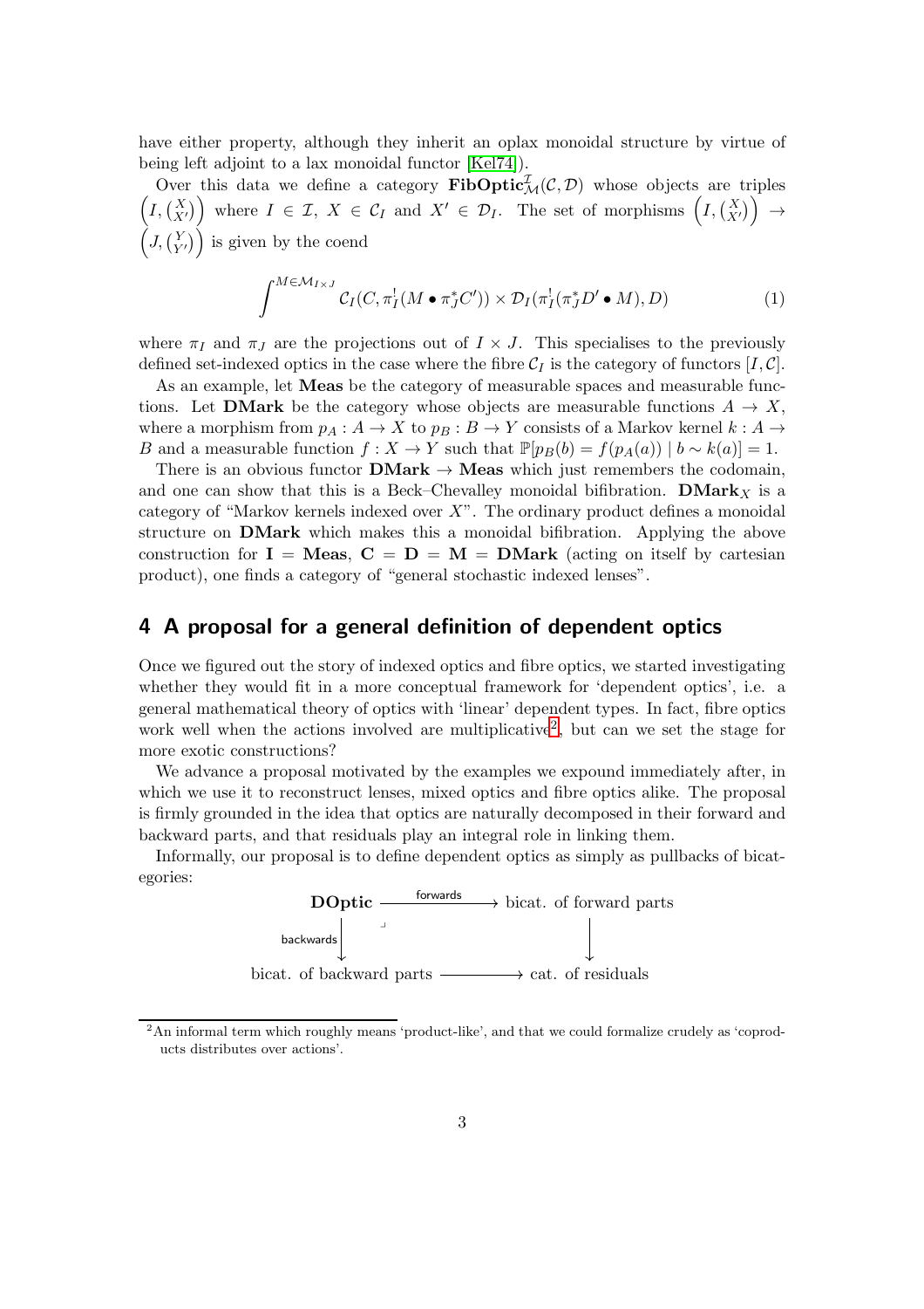have either property, although they inherit an oplax monoidal structure by virtue of being left adjoint to a lax monoidal functor [Kel74]).

Over this data we define a category $\mathbf{FibOptic}^{\mathcal{I}}_{\mathcal{M}}(\mathcal{C}, \mathcal{D})$ whose objects are triples $\left(I, \binom{X}{X'}\right)$ where $I \in \mathcal{I}$, $X \in \mathcal{C}_I$ and $X' \in \mathcal{D}_I$. The set of morphisms $\left(I, \binom{X}{X'}\right) \to \left(J, \binom{Y}{Y'}\right)$ is given by the coend

$$\int^{M \in \mathcal{M}_{I \times J}} \mathcal{C}_I(C, \pi_I^!(M \bullet \pi_J^* C')) \times \mathcal{D}_I(\pi_I^!(\pi_J^* D' \bullet M), D) \tag{1}$$

where $\pi_I$ and $\pi_J$ are the projections out of $I \times J$. This specialises to the previously defined set-indexed optics in the case where the fibre $\mathcal{C}_I$ is the category of functors $[I, \mathcal{C}]$.

As an example, let **Meas** be the category of measurable spaces and measurable functions. Let **DMark** be the category whose objects are measurable functions $A \to X$, where a morphism from $p_A : A \to X$ to $p_B : B \to Y$ consists of a Markov kernel $k : A \to B$ and a measurable function $f : X \to Y$ such that $\mathbb{P}[p_B(b) = f(p_A(a)) \mid b \sim k(a)] = 1$.

There is an obvious functor $\mathbf{DMark} \to \mathbf{Meas}$ which just remembers the codomain, and one can show that this is a Beck–Chevalley monoidal bifibration. $\mathbf{DMark}_X$ is a category of "Markov kernels indexed over $X$". The ordinary product defines a monoidal structure on **DMark** which makes this a monoidal bifibration. Applying the above construction for $\mathbf{I} = \mathbf{Meas}$, $\mathbf{C} = \mathbf{D} = \mathbf{M} = \mathbf{DMark}$ (acting on itself by cartesian product), one finds a category of "general stochastic indexed lenses".

## 4 A proposal for a general definition of dependent optics

Once we figured out the story of indexed optics and fibre optics, we started investigating whether they would fit in a more conceptual framework for 'dependent optics', i.e. a general mathematical theory of optics with 'linear' dependent types. In fact, fibre optics work well when the actions involved are multiplicative[2], but can we set the stage for more exotic constructions?

We advance a proposal motivated by the examples we expound immediately after, in which we use it to reconstruct lenses, mixed optics and fibre optics alike. The proposal is firmly grounded in the idea that optics are naturally decomposed in their forward and backward parts, and that residuals play an integral role in linking them.

Informally, our proposal is to define dependent optics as simply as pullbacks of bicategories:

$$\begin{array}{ccc}
\mathbf{DOptic} & \xrightarrow{\text{forwards}} & \text{bicat. of forward parts} \\
{\scriptstyle\text{backwards}}\big\downarrow & \lrcorner & \big\downarrow \\
\text{bicat. of backward parts} & \longrightarrow & \text{cat. of residuals}
\end{array}$$

[2] An informal term which roughly means 'product-like', and that we could formalize crudely as 'coproducts distributes over actions'.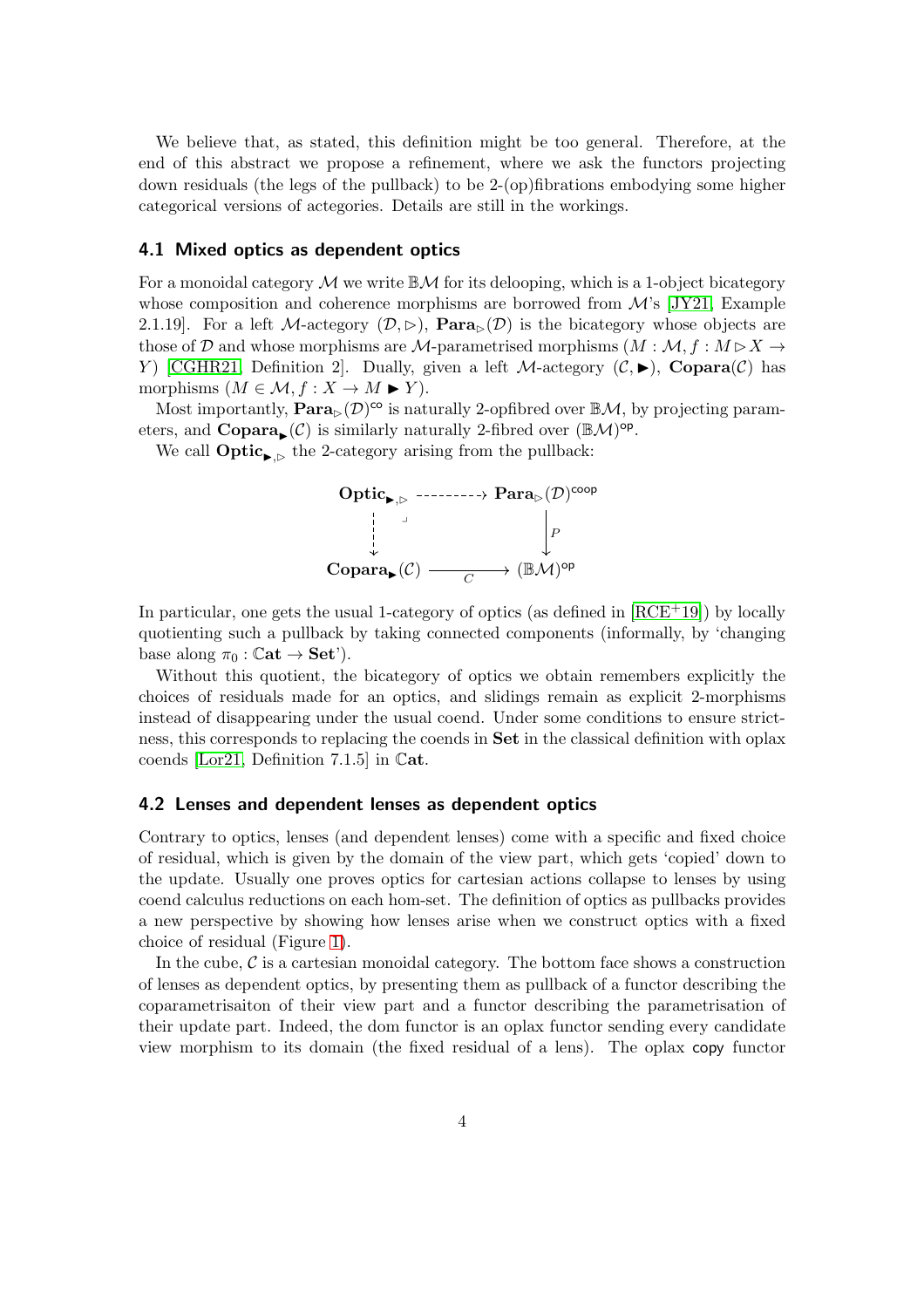We believe that, as stated, this definition might be too general. Therefore, at the end of this abstract we propose a refinement, where we ask the functors projecting down residuals (the legs of the pullback) to be 2-(op)fibrations embodying some higher categorical versions of actegories. Details are still in the workings.

### 4.1 Mixed optics as dependent optics

For a monoidal category $\mathcal{M}$ we write $\mathbb{B}\mathcal{M}$ for its delooping, which is a 1-object bicategory whose composition and coherence morphisms are borrowed from $\mathcal{M}$'s [JY21, Example 2.1.19]. For a left $\mathcal{M}$-actegory $(\mathcal{D}, \triangleright)$, $\mathbf{Para}_\triangleright(\mathcal{D})$ is the bicategory whose objects are those of $\mathcal{D}$ and whose morphisms are $\mathcal{M}$-parametrised morphisms $(M : \mathcal{M}, f : M \triangleright X \to Y)$ [CGHR21, Definition 2]. Dually, given a left $\mathcal{M}$-actegory $(\mathcal{C}, \blacktriangleright)$, $\mathbf{Copara}(\mathcal{C})$ has morphisms $(M \in \mathcal{M}, f : X \to M \blacktriangleright Y)$.

Most importantly, $\mathbf{Para}_\triangleright(\mathcal{D})^{\mathsf{co}}$ is naturally 2-opfibred over $\mathbb{B}\mathcal{M}$, by projecting parameters, and $\mathbf{Copara}_\blacktriangleright(\mathcal{C})$ is similarly naturally 2-fibred over $(\mathbb{B}\mathcal{M})^{\mathsf{op}}$.

We call $\mathbf{Optic}_{\blacktriangleright,\triangleright}$ the 2-category arising from the pullback:

$$
\begin{array}{ccc}
\mathbf{Optic}_{\blacktriangleright,\triangleright} & \dashrightarrow & \mathbf{Para}_\triangleright(\mathcal{D})^{\mathsf{coop}} \\
\Big\downarrow & \lrcorner & \Big\downarrow P \\
\mathbf{Copara}_\blacktriangleright(\mathcal{C}) & \xrightarrow[C]{} & (\mathbb{B}\mathcal{M})^{\mathsf{op}}
\end{array}
$$

In particular, one gets the usual 1-category of optics (as defined in [RCE+19]) by locally quotienting such a pullback by taking connected components (informally, by 'changing base along $\pi_0 : \mathbb{C}\mathbf{at} \to \mathbf{Set}$').

Without this quotient, the bicategory of optics we obtain remembers explicitly the choices of residuals made for an optics, and slidings remain as explicit 2-morphisms instead of disappearing under the usual coend. Under some conditions to ensure strictness, this corresponds to replacing the coends in $\mathbf{Set}$ in the classical definition with oplax coends [Lor21, Definition 7.1.5] in $\mathbb{C}\mathbf{at}$.

### 4.2 Lenses and dependent lenses as dependent optics

Contrary to optics, lenses (and dependent lenses) come with a specific and fixed choice of residual, which is given by the domain of the view part, which gets 'copied' down to the update. Usually one proves optics for cartesian actions collapse to lenses by using coend calculus reductions on each hom-set. The definition of optics as pullbacks provides a new perspective by showing how lenses arise when we construct optics with a fixed choice of residual (Figure 1).

In the cube, $\mathcal{C}$ is a cartesian monoidal category. The bottom face shows a construction of lenses as dependent optics, by presenting them as pullback of a functor describing the coparametrisaiton of their view part and a functor describing the parametrisation of their update part. Indeed, the dom functor is an oplax functor sending every candidate view morphism to its domain (the fixed residual of a lens). The oplax copy functor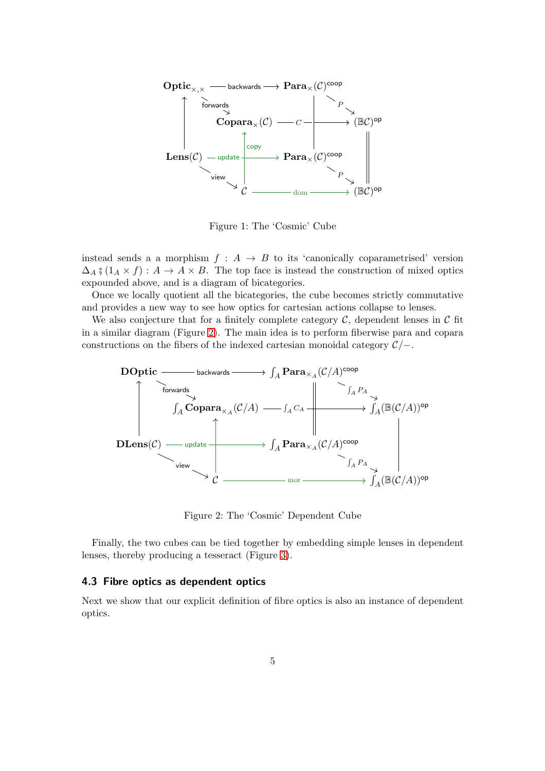Figure 1: The 'Cosmic' Cube

instead sends a a morphism $f : A \to B$ to its 'canonically coparametrised' version $\Delta_A \mathbin{⨟} (1_A \times f) : A \to A \times B$. The top face is instead the construction of mixed optics expounded above, and is a diagram of bicategories.

Once we locally quotient all the bicategories, the cube becomes strictly commutative and provides a new way to see how optics for cartesian actions collapse to lenses.

We also conjecture that for a finitely complete category $\mathcal{C}$, dependent lenses in $\mathcal{C}$ fit in a similar diagram (Figure 2). The main idea is to perform fiberwise para and copara constructions on the fibers of the indexed cartesian monoidal category $\mathcal{C}/-$.

Figure 2: The 'Cosmic' Dependent Cube

Finally, the two cubes can be tied together by embedding simple lenses in dependent lenses, thereby producing a tesseract (Figure 3).

### 4.3 Fibre optics as dependent optics

Next we show that our explicit definition of fibre optics is also an instance of dependent optics.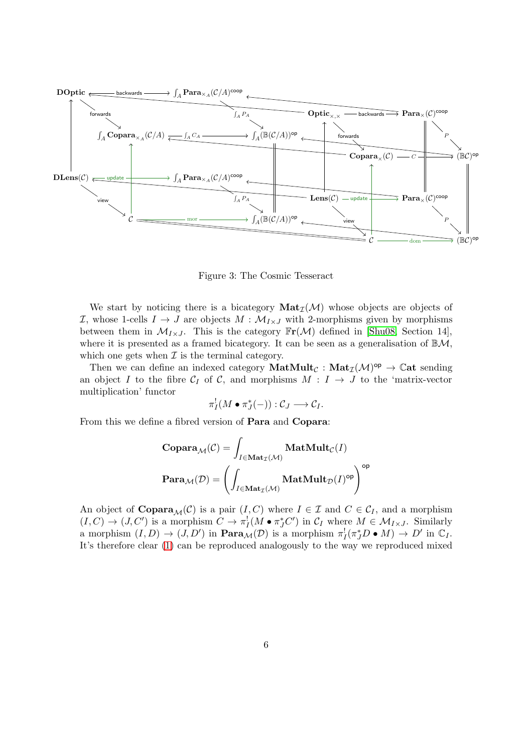Figure 3: The Cosmic Tesseract

We start by noticing there is a bicategory $\mathbf{Mat}_{\mathcal{I}}(\mathcal{M})$ whose objects are objects of $\mathcal{I}$, whose 1-cells $I \to J$ are objects $M : \mathcal{M}_{I\times J}$ with 2-morphisms given by morphisms between them in $\mathcal{M}_{I\times J}$. This is the category $\mathbb{F}\mathbf{r}(\mathcal{M})$ defined in [Shu08, Section 14], where it is presented as a framed bicategory. It can be seen as a generalisation of $\mathbb{B}\mathcal{M}$, which one gets when $\mathcal{I}$ is the terminal category.

Then we can define an indexed category $\mathbf{MatMult}_{\mathcal{C}} : \mathbf{Mat}_{\mathcal{I}}(\mathcal{M})^{\mathsf{op}} \to \mathbb{C}\mathbf{at}$ sending an object $I$ to the fibre $\mathcal{C}_I$ of $\mathcal{C}$, and morphisms $M : I \to J$ to the 'matrix-vector multiplication' functor

$$\pi_I^!(M \bullet \pi_J^*(-)) : \mathcal{C}_J \longrightarrow \mathcal{C}_I.$$

From this we define a fibred version of **Para** and **Copara**:

$$\mathbf{Copara}_{\mathcal{M}}(\mathcal{C}) = \int_{I \in \mathbf{Mat}_{\mathcal{I}}(\mathcal{M})} \mathbf{MatMult}_{\mathcal{C}}(I)$$

$$\mathbf{Para}_{\mathcal{M}}(\mathcal{D}) = \left( \int_{I \in \mathbf{Mat}_{\mathcal{I}}(\mathcal{M})} \mathbf{MatMult}_{\mathcal{D}}(I)^{\mathsf{op}} \right)^{\mathsf{op}}$$

An object of $\mathbf{Copara}_{\mathcal{M}}(\mathcal{C})$ is a pair $(I, C)$ where $I \in \mathcal{I}$ and $C \in \mathcal{C}_I$, and a morphism $(I, C) \to (J, C')$ is a morphism $C \to \pi_I^!(M \bullet \pi_J^* C')$ in $\mathcal{C}_I$ where $M \in \mathcal{M}_{I\times J}$. Similarly a morphism $(I, D) \to (J, D')$ in $\mathbf{Para}_{\mathcal{M}}(\mathcal{D})$ is a morphism $\pi_I^!(\pi_J^* D \bullet M) \to D'$ in $\mathbb{C}_I$. It's therefore clear (1) can be reproduced analogously to the way we reproduced mixed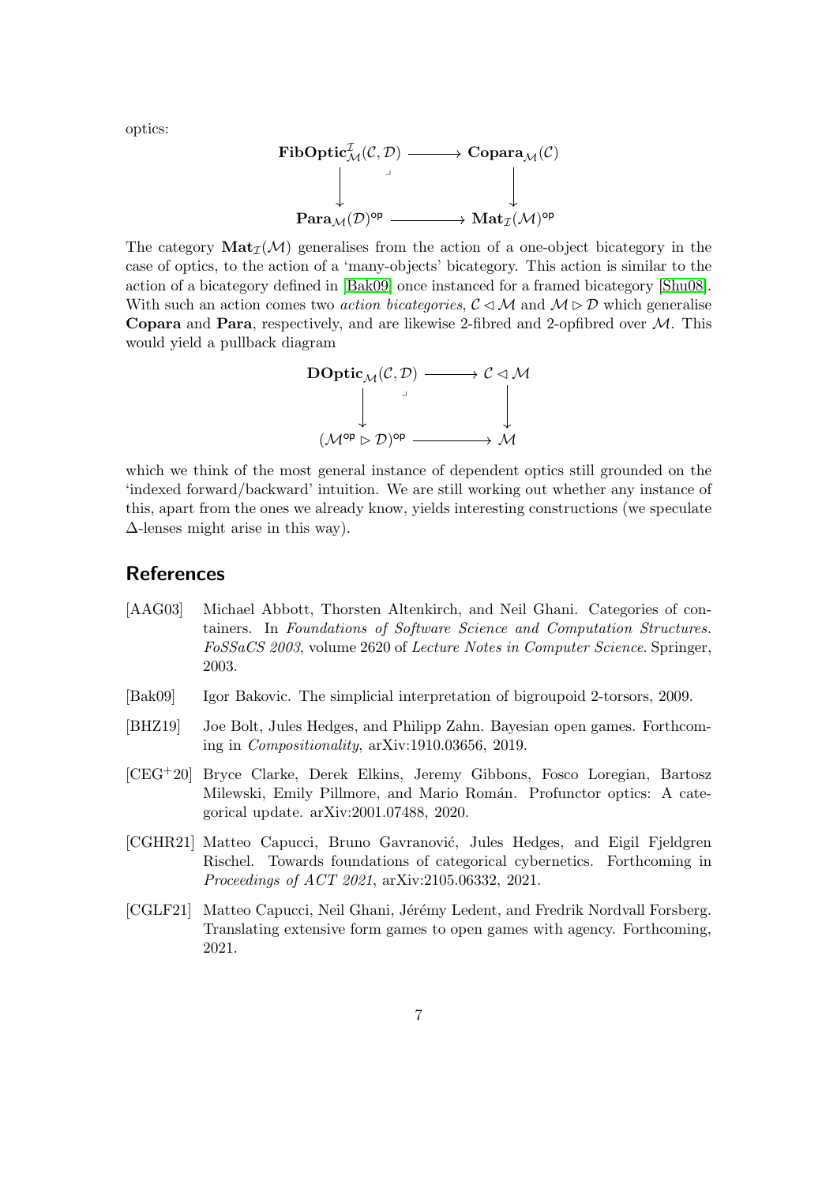optics:

$$\begin{array}{ccc}
\mathbf{FibOptic}^{\mathcal{I}}_{\mathcal{M}}(\mathcal{C}, \mathcal{D}) & \longrightarrow & \mathbf{Copara}_{\mathcal{M}}(\mathcal{C}) \\
\big\downarrow & \lrcorner & \big\downarrow \\
\mathbf{Para}_{\mathcal{M}}(\mathcal{D})^{\mathsf{op}} & \longrightarrow & \mathbf{Mat}_{\mathcal{I}}(\mathcal{M})^{\mathsf{op}}
\end{array}$$

The category $\mathbf{Mat}_{\mathcal{I}}(\mathcal{M})$ generalises from the action of a one-object bicategory in the case of optics, to the action of a 'many-objects' bicategory. This action is similar to the action of a bicategory defined in [Bak09] once instanced for a framed bicategory [Shu08]. With such an action comes two *action bicategories*, $\mathcal{C} \triangleleft \mathcal{M}$ and $\mathcal{M} \triangleright \mathcal{D}$ which generalise **Copara** and **Para**, respectively, and are likewise 2-fibred and 2-opfibred over $\mathcal{M}$. This would yield a pullback diagram

$$\begin{array}{ccc}
\mathbf{DOptic}_{\mathcal{M}}(\mathcal{C}, \mathcal{D}) & \longrightarrow & \mathcal{C} \triangleleft \mathcal{M} \\
\big\downarrow & \lrcorner & \big\downarrow \\
(\mathcal{M}^{\mathsf{op}} \triangleright \mathcal{D})^{\mathsf{op}} & \longrightarrow & \mathcal{M}
\end{array}$$

which we think of the most general instance of dependent optics still grounded on the 'indexed forward/backward' intuition. We are still working out whether any instance of this, apart from the ones we already know, yields interesting constructions (we speculate $\Delta$-lenses might arise in this way).

## References

- [AAG03] Michael Abbott, Thorsten Altenkirch, and Neil Ghani. Categories of containers. In *Foundations of Software Science and Computation Structures. FoSSaCS 2003*, volume 2620 of *Lecture Notes in Computer Science*. Springer, 2003.
- [Bak09] Igor Bakovic. The simplicial interpretation of bigroupoid 2-torsors, 2009.
- [BHZ19] Joe Bolt, Jules Hedges, and Philipp Zahn. Bayesian open games. Forthcoming in *Compositionality*, arXiv:1910.03656, 2019.
- [CEG+20] Bryce Clarke, Derek Elkins, Jeremy Gibbons, Fosco Loregian, Bartosz Milewski, Emily Pillmore, and Mario Román. Profunctor optics: A categorical update. arXiv:2001.07488, 2020.
- [CGHR21] Matteo Capucci, Bruno Gavranović, Jules Hedges, and Eigil Fjeldgren Rischel. Towards foundations of categorical cybernetics. Forthcoming in *Proceedings of ACT 2021*, arXiv:2105.06332, 2021.
- [CGLF21] Matteo Capucci, Neil Ghani, Jérémy Ledent, and Fredrik Nordvall Forsberg. Translating extensive form games to open games with agency. Forthcoming, 2021.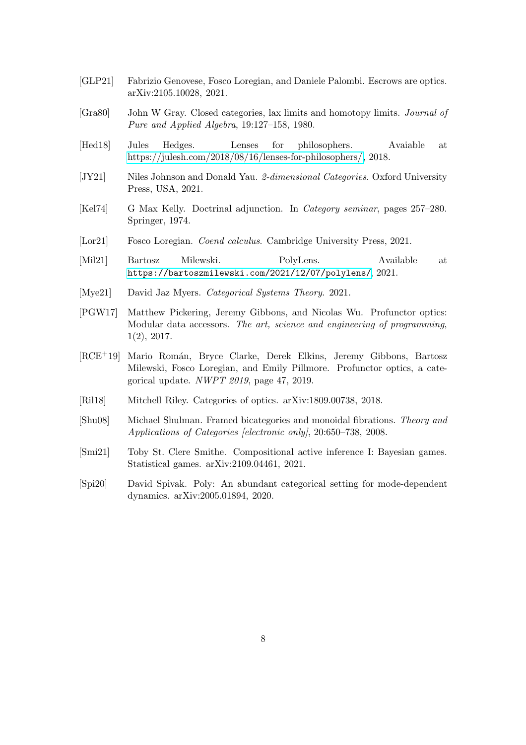[GLP21] Fabrizio Genovese, Fosco Loregian, and Daniele Palombi. Escrows are optics. arXiv:2105.10028, 2021.

[Gra80] John W Gray. Closed categories, lax limits and homotopy limits. *Journal of Pure and Applied Algebra*, 19:127–158, 1980.

[Hed18] Jules Hedges. Lenses for philosophers. Avaiable at https://julesh.com/2018/08/16/lenses-for-philosophers/, 2018.

[JY21] Niles Johnson and Donald Yau. *2-dimensional Categories*. Oxford University Press, USA, 2021.

[Kel74] G Max Kelly. Doctrinal adjunction. In *Category seminar*, pages 257–280. Springer, 1974.

[Lor21] Fosco Loregian. *Coend calculus*. Cambridge University Press, 2021.

[Mil21] Bartosz Milewski. PolyLens. Available at `https://bartoszmilewski.com/2021/12/07/polylens/`, 2021.

[Mye21] David Jaz Myers. *Categorical Systems Theory*. 2021.

[PGW17] Matthew Pickering, Jeremy Gibbons, and Nicolas Wu. Profunctor optics: Modular data accessors. *The art, science and engineering of programming*, 1(2), 2017.

[RCE+19] Mario Román, Bryce Clarke, Derek Elkins, Jeremy Gibbons, Bartosz Milewski, Fosco Loregian, and Emily Pillmore. Profunctor optics, a categorical update. *NWPT 2019*, page 47, 2019.

[Ril18] Mitchell Riley. Categories of optics. arXiv:1809.00738, 2018.

[Shu08] Michael Shulman. Framed bicategories and monoidal fibrations. *Theory and Applications of Categories [electronic only]*, 20:650–738, 2008.

[Smi21] Toby St. Clere Smithe. Compositional active inference I: Bayesian games. Statistical games. arXiv:2109.04461, 2021.

[Spi20] David Spivak. Poly: An abundant categorical setting for mode-dependent dynamics. arXiv:2005.01894, 2020.